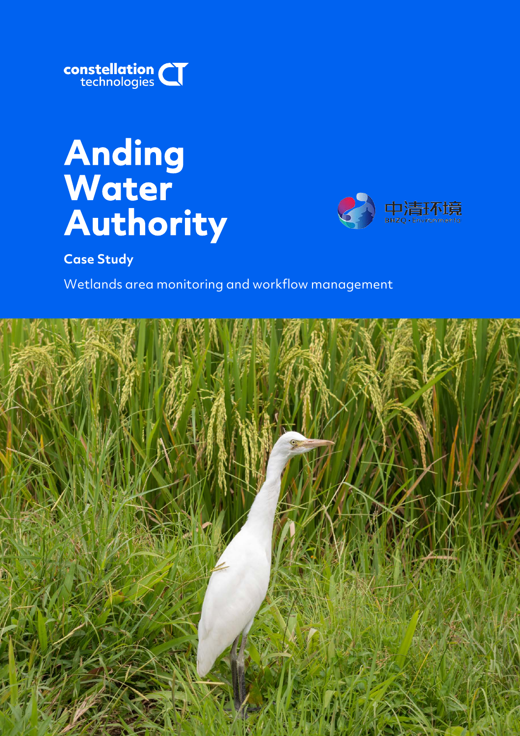constellation technologies

# Anding Water Authority

中清环境
BHZQ · Environmental

**Case Study**

Wetlands area monitoring and workflow management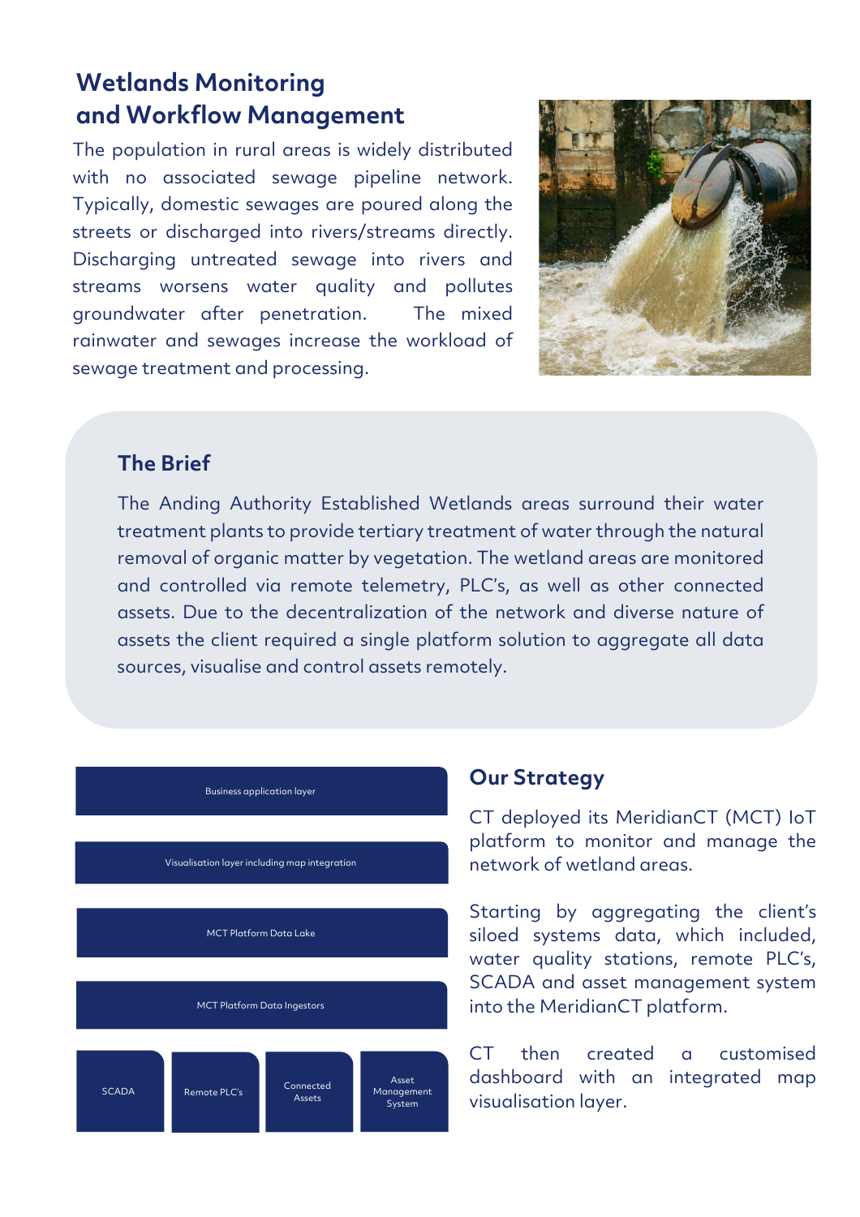## Wetlands Monitoring and Workflow Management

The population in rural areas is widely distributed with no associated sewage pipeline network. Typically, domestic sewages are poured along the streets or discharged into rivers/streams directly. Discharging untreated sewage into rivers and streams worsens water quality and pollutes groundwater after penetration. The mixed rainwater and sewages increase the workload of sewage treatment and processing.

### The Brief

The Anding Authority Established Wetlands areas surround their water treatment plants to provide tertiary treatment of water through the natural removal of organic matter by vegetation. The wetland areas are monitored and controlled via remote telemetry, PLC's, as well as other connected assets. Due to the decentralization of the network and diverse nature of assets the client required a single platform solution to aggregate all data sources, visualise and control assets remotely.

Business application layer

Visualisation layer including map integration

MCT Platform Data Lake

MCT Platform Data Ingestors

SCADA | Remote PLC's | Connected Assets | Asset Management System

### Our Strategy

CT deployed its MeridianCT (MCT) IoT platform to monitor and manage the network of wetland areas.

Starting by aggregating the client's siloed systems data, which included, water quality stations, remote PLC's, SCADA and asset management system into the MeridianCT platform.

CT then created a customised dashboard with an integrated map visualisation layer.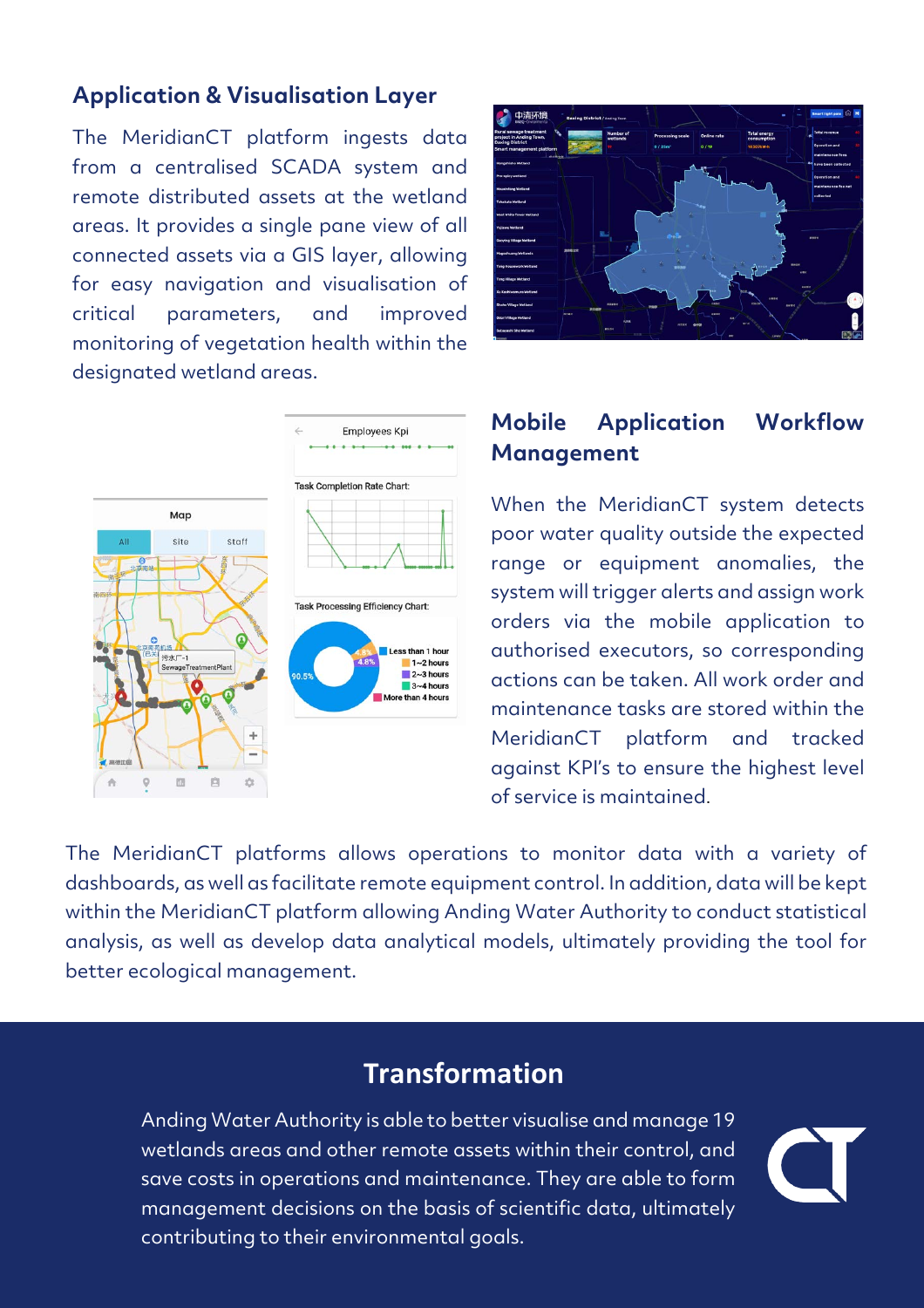## Application & Visualisation Layer

The MeridianCT platform ingests data from a centralised SCADA system and remote distributed assets at the wetland areas. It provides a single pane view of all connected assets via a GIS layer, allowing for easy navigation and visualisation of critical parameters, and improved monitoring of vegetation health within the designated wetland areas.

## Mobile Application Workflow Management

When the MeridianCT system detects poor water quality outside the expected range or equipment anomalies, the system will trigger alerts and assign work orders via the mobile application to authorised executors, so corresponding actions can be taken. All work order and maintenance tasks are stored within the MeridianCT platform and tracked against KPI's to ensure the highest level of service is maintained.

The MeridianCT platforms allows operations to monitor data with a variety of dashboards, as well as facilitate remote equipment control. In addition, data will be kept within the MeridianCT platform allowing Anding Water Authority to conduct statistical analysis, as well as develop data analytical models, ultimately providing the tool for better ecological management.

## Transformation

Anding Water Authority is able to better visualise and manage 19 wetlands areas and other remote assets within their control, and save costs in operations and maintenance. They are able to form management decisions on the basis of scientific data, ultimately contributing to their environmental goals.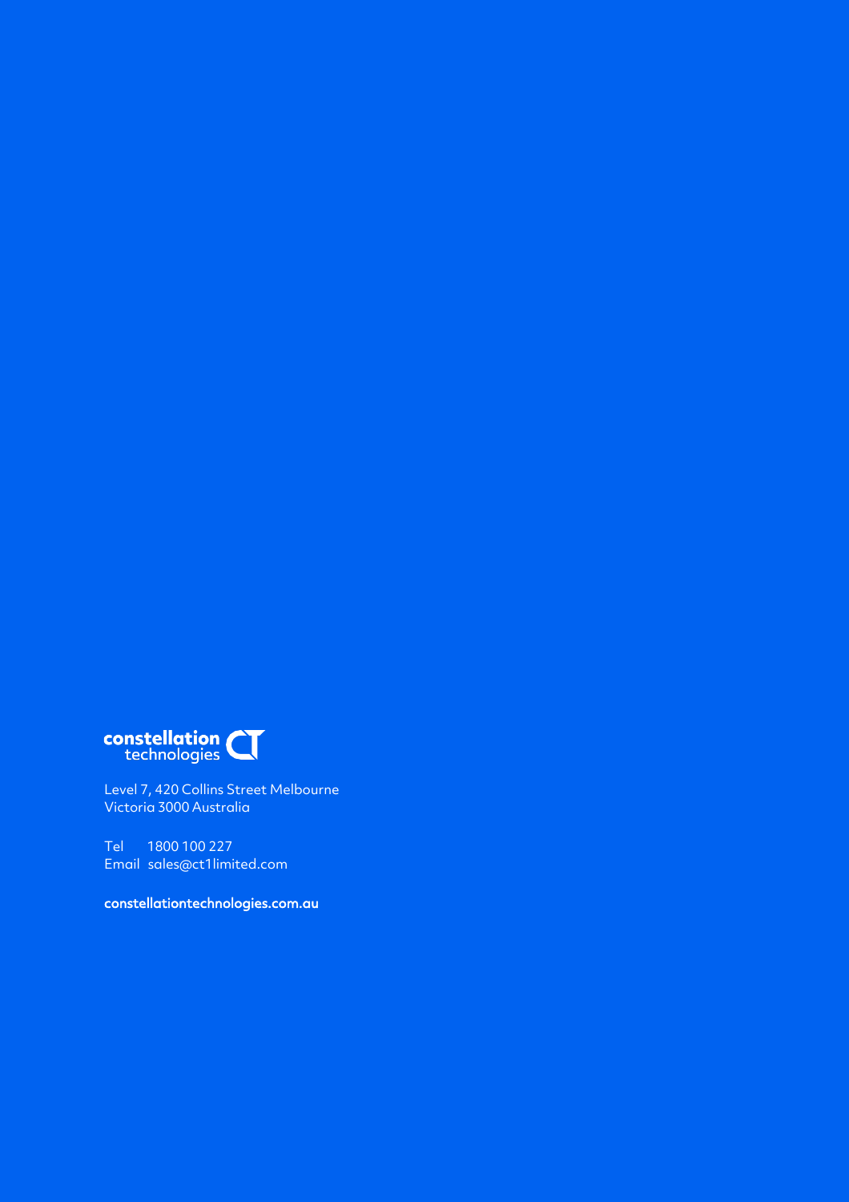constellation technologies

Level 7, 420 Collins Street Melbourne
Victoria 3000 Australia

Tel 1800 100 227
Email sales@ct1limited.com

**constellationtechnologies.com.au**